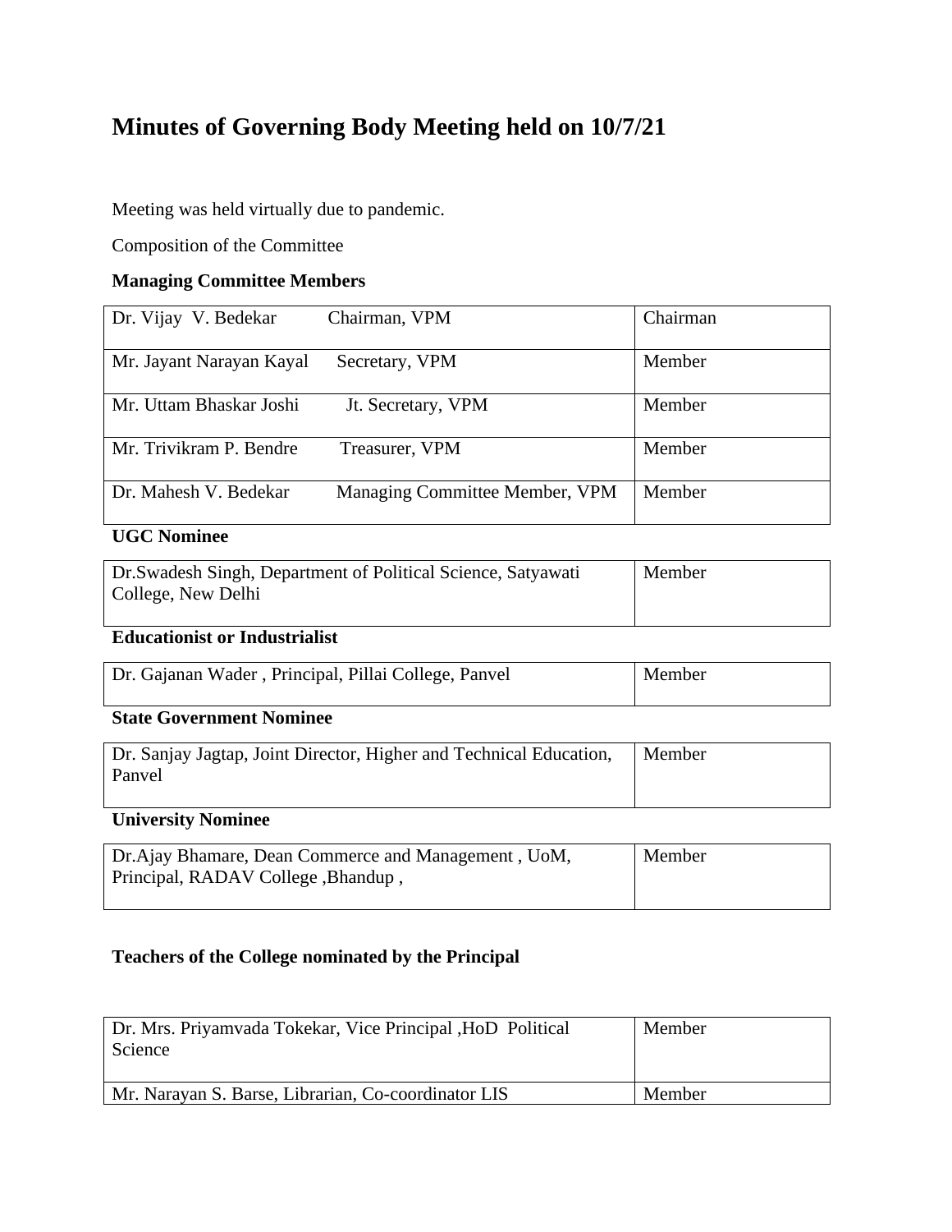# Minutes of Governing Body Meeting held on 10/7/21

Meeting was held virtually due to pandemic.

Composition of the Committee

**Managing Committee Members**

| | | |
|---|---|---|
| Dr. Vijay V. Bedekar | Chairman, VPM | Chairman |
| Mr. Jayant Narayan Kayal | Secretary, VPM | Member |
| Mr. Uttam Bhaskar Joshi | Jt. Secretary, VPM | Member |
| Mr. Trivikram P. Bendre | Treasurer, VPM | Member |
| Dr. Mahesh V. Bedekar | Managing Committee Member, VPM | Member |

**UGC Nominee**

| | |
|---|---|
| Dr.Swadesh Singh, Department of Political Science, Satyawati College, New Delhi | Member |

**Educationist or Industrialist**

| | |
|---|---|
| Dr. Gajanan Wader , Principal, Pillai College, Panvel | Member |

**State Government Nominee**

| | |
|---|---|
| Dr. Sanjay Jagtap, Joint Director, Higher and Technical Education, Panvel | Member |

**University Nominee**

| | |
|---|---|
| Dr.Ajay Bhamare, Dean Commerce and Management , UoM, Principal, RADAV College ,Bhandup , | Member |

**Teachers of the College nominated by the Principal**

| | |
|---|---|
| Dr. Mrs. Priyamvada Tokekar, Vice Principal ,HoD Political Science | Member |
| Mr. Narayan S. Barse, Librarian, Co-coordinator LIS | Member |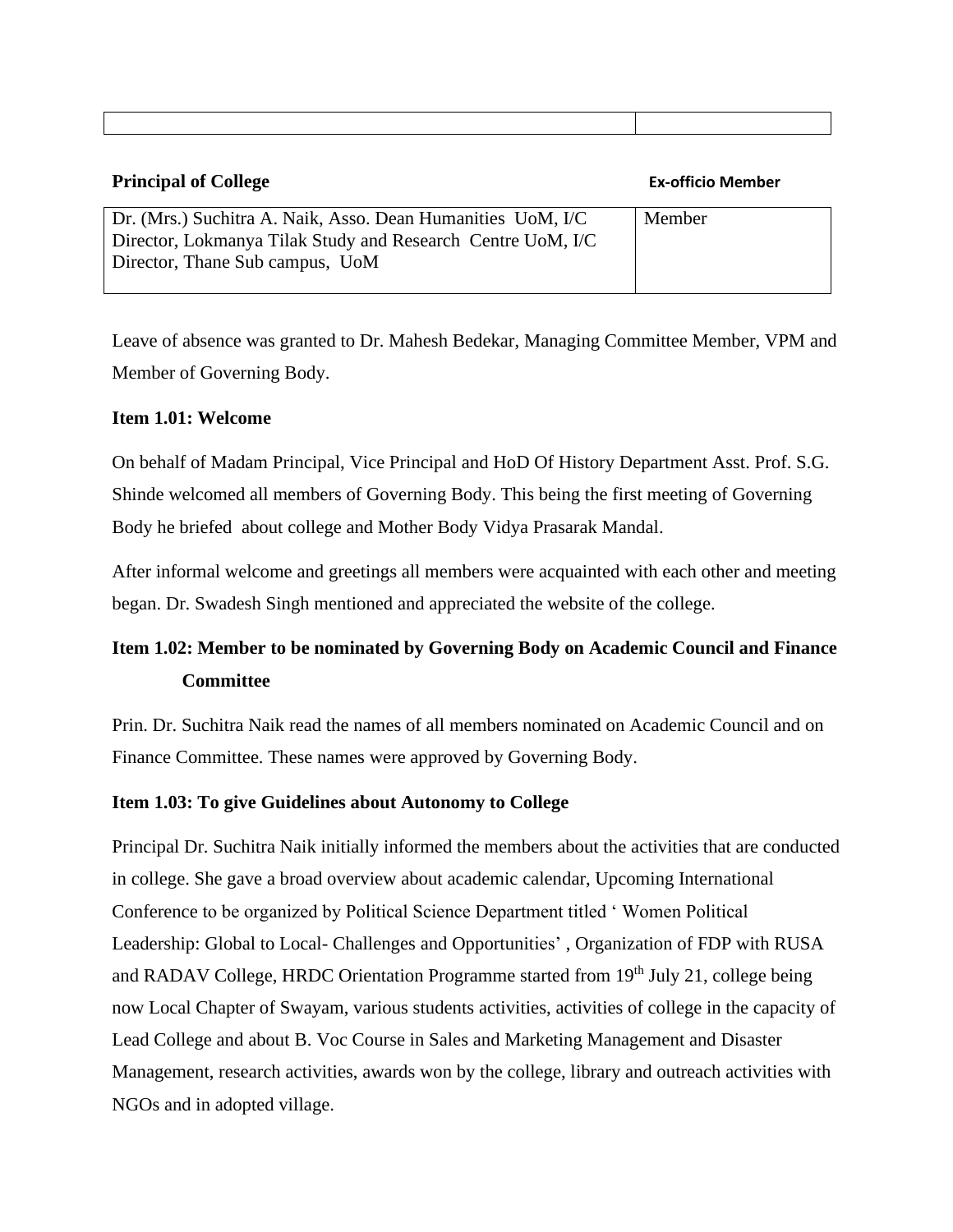| | |
|---|---|

**Principal of College** **Ex-officio Member**

| | |
|---|---|
| Dr. (Mrs.) Suchitra A. Naik, Asso. Dean Humanities UoM, I/C Director, Lokmanya Tilak Study and Research Centre UoM, I/C Director, Thane Sub campus, UoM | Member |

Leave of absence was granted to Dr. Mahesh Bedekar, Managing Committee Member, VPM and Member of Governing Body.

**Item 1.01: Welcome**

On behalf of Madam Principal, Vice Principal and HoD Of History Department Asst. Prof. S.G. Shinde welcomed all members of Governing Body. This being the first meeting of Governing Body he briefed about college and Mother Body Vidya Prasarak Mandal.

After informal welcome and greetings all members were acquainted with each other and meeting began. Dr. Swadesh Singh mentioned and appreciated the website of the college.

**Item 1.02: Member to be nominated by Governing Body on Academic Council and Finance Committee**

Prin. Dr. Suchitra Naik read the names of all members nominated on Academic Council and on Finance Committee. These names were approved by Governing Body.

**Item 1.03: To give Guidelines about Autonomy to College**

Principal Dr. Suchitra Naik initially informed the members about the activities that are conducted in college. She gave a broad overview about academic calendar, Upcoming International Conference to be organized by Political Science Department titled ' Women Political Leadership: Global to Local- Challenges and Opportunities' , Organization of FDP with RUSA and RADAV College, HRDC Orientation Programme started from 19th July 21, college being now Local Chapter of Swayam, various students activities, activities of college in the capacity of Lead College and about B. Voc Course in Sales and Marketing Management and Disaster Management, research activities, awards won by the college, library and outreach activities with NGOs and in adopted village.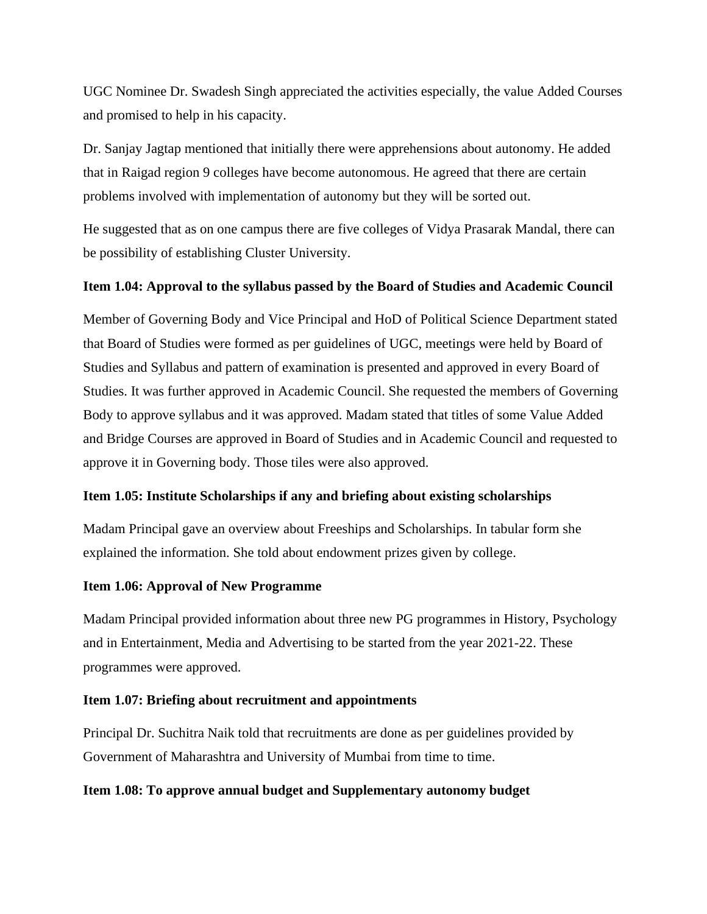UGC Nominee Dr. Swadesh Singh appreciated the activities especially, the value Added Courses and promised to help in his capacity.

Dr. Sanjay Jagtap mentioned that initially there were apprehensions about autonomy. He added that in Raigad region 9 colleges have become autonomous. He agreed that there are certain problems involved with implementation of autonomy but they will be sorted out.

He suggested that as on one campus there are five colleges of Vidya Prasarak Mandal, there can be possibility of establishing Cluster University.

**Item 1.04: Approval to the syllabus passed by the Board of Studies and Academic Council**

Member of Governing Body and Vice Principal and HoD of Political Science Department stated that Board of Studies were formed as per guidelines of UGC, meetings were held by Board of Studies and Syllabus and pattern of examination is presented and approved in every Board of Studies. It was further approved in Academic Council. She requested the members of Governing Body to approve syllabus and it was approved. Madam stated that titles of some Value Added and Bridge Courses are approved in Board of Studies and in Academic Council and requested to approve it in Governing body. Those tiles were also approved.

**Item 1.05: Institute Scholarships if any and briefing about existing scholarships**

Madam Principal gave an overview about Freeships and Scholarships. In tabular form she explained the information. She told about endowment prizes given by college.

**Item 1.06: Approval of New Programme**

Madam Principal provided information about three new PG programmes in History, Psychology and in Entertainment, Media and Advertising to be started from the year 2021-22. These programmes were approved.

**Item 1.07: Briefing about recruitment and appointments**

Principal Dr. Suchitra Naik told that recruitments are done as per guidelines provided by Government of Maharashtra and University of Mumbai from time to time.

**Item 1.08: To approve annual budget and Supplementary autonomy budget**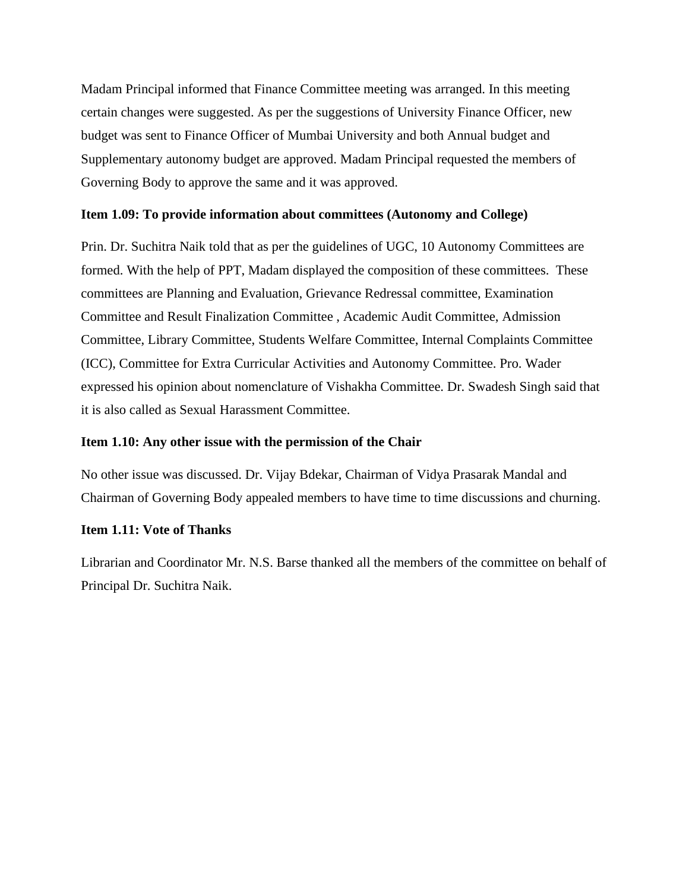Madam Principal informed that Finance Committee meeting was arranged. In this meeting certain changes were suggested. As per the suggestions of University Finance Officer, new budget was sent to Finance Officer of Mumbai University and both Annual budget and Supplementary autonomy budget are approved. Madam Principal requested the members of Governing Body to approve the same and it was approved.

**Item 1.09: To provide information about committees (Autonomy and College)**

Prin. Dr. Suchitra Naik told that as per the guidelines of UGC, 10 Autonomy Committees are formed. With the help of PPT, Madam displayed the composition of these committees. These committees are Planning and Evaluation, Grievance Redressal committee, Examination Committee and Result Finalization Committee , Academic Audit Committee, Admission Committee, Library Committee, Students Welfare Committee, Internal Complaints Committee (ICC), Committee for Extra Curricular Activities and Autonomy Committee. Pro. Wader expressed his opinion about nomenclature of Vishakha Committee. Dr. Swadesh Singh said that it is also called as Sexual Harassment Committee.

**Item 1.10: Any other issue with the permission of the Chair**

No other issue was discussed. Dr. Vijay Bdekar, Chairman of Vidya Prasarak Mandal and Chairman of Governing Body appealed members to have time to time discussions and churning.

**Item 1.11: Vote of Thanks**

Librarian and Coordinator Mr. N.S. Barse thanked all the members of the committee on behalf of Principal Dr. Suchitra Naik.